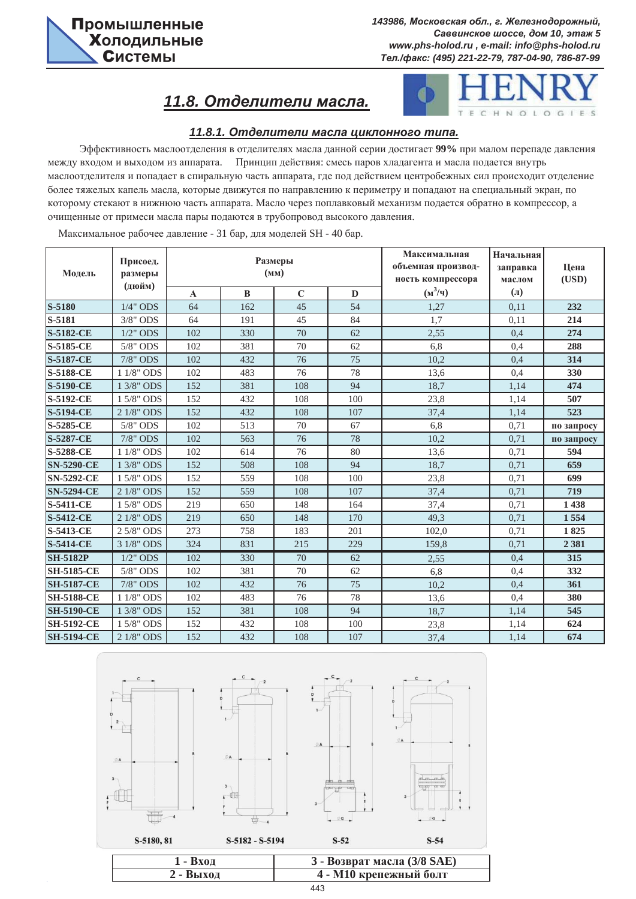# 11.8. Отделители масла.

## 11.8.1. Отделители масла циклонного типа.

Эффективность маслоотделения в отделителях масла данной серии достигает **99%** при малом перепаде давления между входом и выходом из аппарата. Принцип действия: смесь паров хладагента и масла подается внутрь маслоотделителя и попадает в спиральную часть аппарата, где под действием центробежных сил происходит отделение более тяжелых капель масла, которые движутся по направлению к периметру и попадают на специальный экран, по которому стекают в нижнюю часть аппарата. Масло через поплавковый механизм подается обратно в компрессор, а очищенные от примеси масла пары подаются в трубопровод высокого давления.

Максимальное рабочее давление - 31 бар, для моделей SH - 40 бар.

| Модель | Присоед. размеры (дюйм) | Размеры (мм) | | | | Максимальная объемная производительность компрессора ($м^3/ч$) | Начальная заправка маслом (л) | Цена (USD) |
|---|---|---|---|---|---|---|---|---|
| | | A | B | C | D | | | |
| S-5180 | 1/4" ODS | 64 | 162 | 45 | 54 | 1,27 | 0,11 | 232 |
| S-5181 | 3/8" ODS | 64 | 191 | 45 | 84 | 1,7 | 0,11 | 214 |
| S-5182-CE | 1/2" ODS | 102 | 330 | 70 | 62 | 2,55 | 0,4 | 274 |
| S-5185-CE | 5/8" ODS | 102 | 381 | 70 | 62 | 6,8 | 0,4 | 288 |
| S-5187-CE | 7/8" ODS | 102 | 432 | 76 | 75 | 10,2 | 0,4 | 314 |
| S-5188-CE | 1 1/8" ODS | 102 | 483 | 76 | 78 | 13,6 | 0,4 | 330 |
| S-5190-CE | 1 3/8" ODS | 152 | 381 | 108 | 94 | 18,7 | 1,14 | 474 |
| S-5192-CE | 1 5/8" ODS | 152 | 432 | 108 | 100 | 23,8 | 1,14 | 507 |
| S-5194-CE | 2 1/8" ODS | 152 | 432 | 108 | 107 | 37,4 | 1,14 | 523 |
| S-5285-CE | 5/8" ODS | 102 | 513 | 70 | 67 | 6,8 | 0,71 | по запросу |
| S-5287-CE | 7/8" ODS | 102 | 563 | 76 | 78 | 10,2 | 0,71 | по запросу |
| S-5288-CE | 1 1/8" ODS | 102 | 614 | 76 | 80 | 13,6 | 0,71 | 594 |
| SN-5290-CE | 1 3/8" ODS | 152 | 508 | 108 | 94 | 18,7 | 0,71 | 659 |
| SN-5292-CE | 1 5/8" ODS | 152 | 559 | 108 | 100 | 23,8 | 0,71 | 699 |
| SN-5294-CE | 2 1/8" ODS | 152 | 559 | 108 | 107 | 37,4 | 0,71 | 719 |
| S-5411-CE | 1 5/8" ODS | 219 | 650 | 148 | 164 | 37,4 | 0,71 | 1 438 |
| S-5412-CE | 2 1/8" ODS | 219 | 650 | 148 | 170 | 49,3 | 0,71 | 1 554 |
| S-5413-CE | 2 5/8" ODS | 273 | 758 | 183 | 201 | 102,0 | 0,71 | 1 825 |
| S-5414-CE | 3 1/8" ODS | 324 | 831 | 215 | 229 | 159,8 | 0,71 | 2 381 |
| SH-5182P | 1/2" ODS | 102 | 330 | 70 | 62 | 2,55 | 0,4 | 315 |
| SH-5185-CE | 5/8" ODS | 102 | 381 | 70 | 62 | 6,8 | 0,4 | 332 |
| SH-5187-CE | 7/8" ODS | 102 | 432 | 76 | 75 | 10,2 | 0,4 | 361 |
| SH-5188-CE | 1 1/8" ODS | 102 | 483 | 76 | 78 | 13,6 | 0,4 | 380 |
| SH-5190-CE | 1 3/8" ODS | 152 | 381 | 108 | 94 | 18,7 | 1,14 | 545 |
| SH-5192-CE | 1 5/8" ODS | 152 | 432 | 108 | 100 | 23,8 | 1,14 | 624 |
| SH-5194-CE | 2 1/8" ODS | 152 | 432 | 108 | 107 | 37,4 | 1,14 | 674 |

S-5180, 81    S-5182 - S-5194    S-52    S-54

| 1 - Вход | 3 - Возврат масла (3/8 SAE) |
|---|---|
| 2 - Выход | 4 - M10 крепежный болт |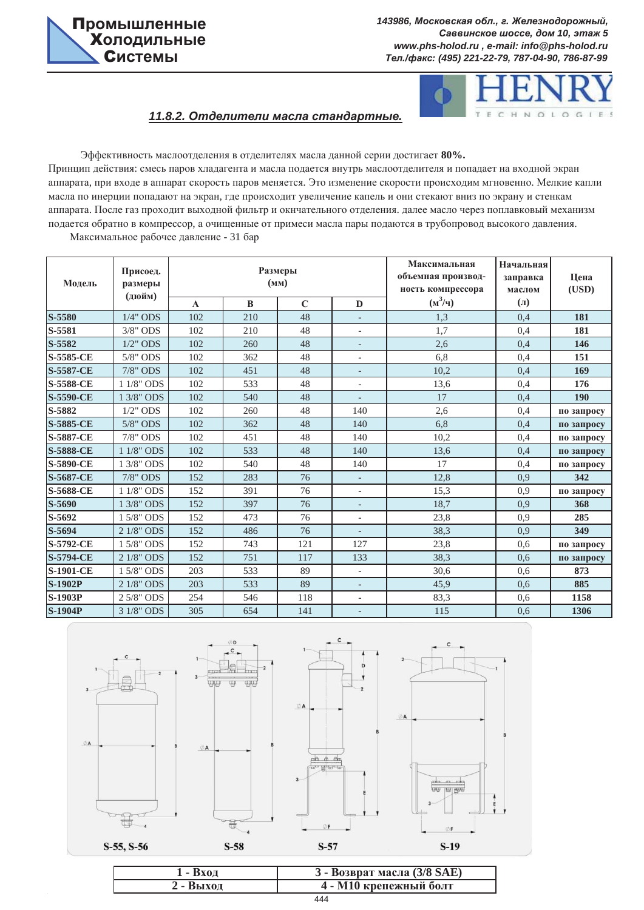## 11.8.2. Отделители масла стандартные.

Эффективность маслоотделения в отделителях масла данной серии достигает **80%.**

Принцип действия: смесь паров хладагента и масла подается внутрь маслоотделителя и попадает на входной экран аппарата, при входе в аппарат скорость паров меняется. Это изменение скорости происходим мгновенно. Мелкие капли масла по инерции попадают на экран, где происходит увеличение капель и они стекают вниз по экрану и стенкам аппарата. После газ проходит выходной фильтр и окнчательного отделения. далее масло через поплавковый механизм подается обратно в компрессор, а очищенные от примеси масла пары подаются в трубопровод высокого давления.

Максимальное рабочее давление - 31 бар

| Модель | Присоед. размеры (дюйм) | Размеры (мм) | | | | Максимальная объемная производ-ность компрессора ($м^3/ч$) | Начальная заправка маслом (л) | Цена (USD) |
|---|---|---|---|---|---|---|---|---|
| | | A | B | C | D | | | |
| S-5580 | 1/4" ODS | 102 | 210 | 48 | - | 1,3 | 0,4 | 181 |
| S-5581 | 3/8" ODS | 102 | 210 | 48 | - | 1,7 | 0,4 | 181 |
| S-5582 | 1/2" ODS | 102 | 260 | 48 | - | 2,6 | 0,4 | 146 |
| S-5585-CE | 5/8" ODS | 102 | 362 | 48 | - | 6,8 | 0,4 | 151 |
| S-5587-CE | 7/8" ODS | 102 | 451 | 48 | - | 10,2 | 0,4 | 169 |
| S-5588-CE | 1 1/8" ODS | 102 | 533 | 48 | - | 13,6 | 0,4 | 176 |
| S-5590-CE | 1 3/8" ODS | 102 | 540 | 48 | - | 17 | 0,4 | 190 |
| S-5882 | 1/2" ODS | 102 | 260 | 48 | 140 | 2,6 | 0,4 | по запросу |
| S-5885-CE | 5/8" ODS | 102 | 362 | 48 | 140 | 6,8 | 0,4 | по запросу |
| S-5887-CE | 7/8" ODS | 102 | 451 | 48 | 140 | 10,2 | 0,4 | по запросу |
| S-5888-CE | 1 1/8" ODS | 102 | 533 | 48 | 140 | 13,6 | 0,4 | по запросу |
| S-5890-CE | 1 3/8" ODS | 102 | 540 | 48 | 140 | 17 | 0,4 | по запросу |
| S-5687-CE | 7/8" ODS | 152 | 283 | 76 | - | 12,8 | 0,9 | 342 |
| S-5688-CE | 1 1/8" ODS | 152 | 391 | 76 | - | 15,3 | 0,9 | по запросу |
| S-5690 | 1 3/8" ODS | 152 | 397 | 76 | - | 18,7 | 0,9 | 368 |
| S-5692 | 1 5/8" ODS | 152 | 473 | 76 | - | 23,8 | 0,9 | 285 |
| S-5694 | 2 1/8" ODS | 152 | 486 | 76 | - | 38,3 | 0,9 | 349 |
| S-5792-CE | 1 5/8" ODS | 152 | 743 | 121 | 127 | 23,8 | 0,6 | по запросу |
| S-5794-CE | 2 1/8" ODS | 152 | 751 | 117 | 133 | 38,3 | 0,6 | по запросу |
| S-1901-CE | 1 5/8" ODS | 203 | 533 | 89 | - | 30,6 | 0,6 | 873 |
| S-1902P | 2 1/8" ODS | 203 | 533 | 89 | - | 45,9 | 0,6 | 885 |
| S-1903P | 2 5/8" ODS | 254 | 546 | 118 | - | 83,3 | 0,6 | 1158 |
| S-1904P | 3 1/8" ODS | 305 | 654 | 141 | - | 115 | 0,6 | 1306 |

S-55, S-56 S-58 S-57 S-19

| 1 - Вход | 3 - Возврат масла (3/8 SAE) |
|---|---|
| 2 - Выход | 4 - М10 крепежный болт |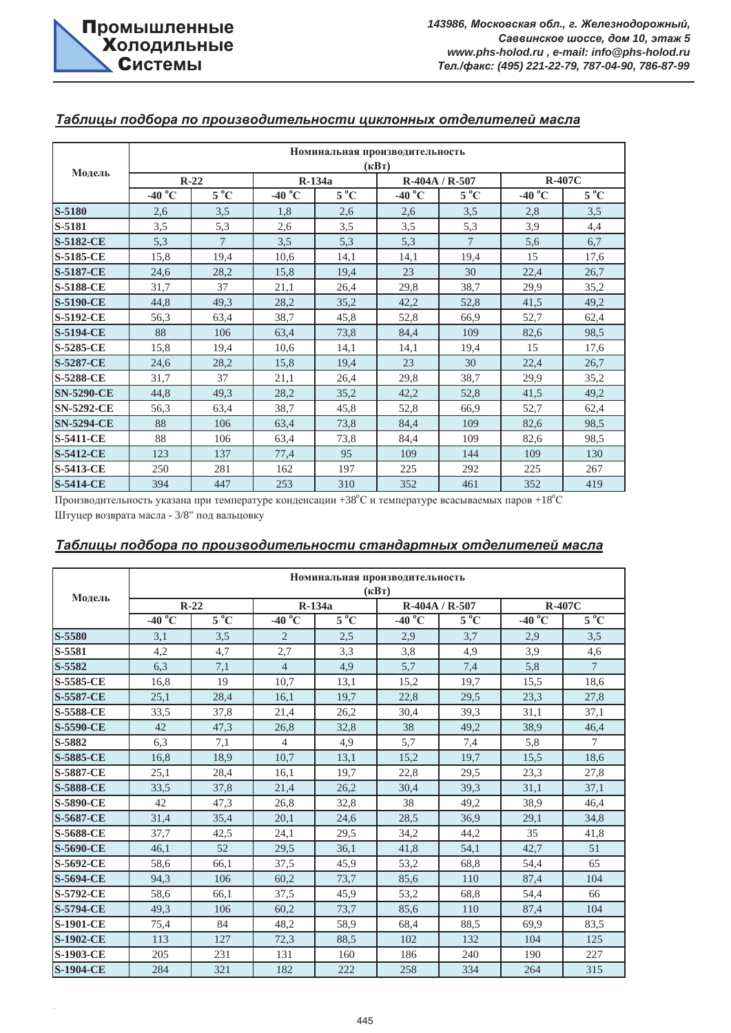## Таблицы подбора по производительности циклонных отделителей масла

| Модель | Номинальная производительность (кВт) | | | | | | | |
|---|---|---|---|---|---|---|---|---|
| | R-22 | | R-134a | | R-404A / R-507 | | R-407C | |
| | -40 °C | 5 °C | -40 °C | 5 °C | -40 °C | 5 °C | -40 °C | 5 °C |
| **S-5180** | 2,6 | 3,5 | 1,8 | 2,6 | 2,6 | 3,5 | 2,8 | 3,5 |
| **S-5181** | 3,5 | 5,3 | 2,6 | 3,5 | 3,5 | 5,3 | 3,9 | 4,4 |
| **S-5182-CE** | 5,3 | 7 | 3,5 | 5,3 | 5,3 | 7 | 5,6 | 6,7 |
| **S-5185-CE** | 15,8 | 19,4 | 10,6 | 14,1 | 14,1 | 19,4 | 15 | 17,6 |
| **S-5187-CE** | 24,6 | 28,2 | 15,8 | 19,4 | 23 | 30 | 22,4 | 26,7 |
| **S-5188-CE** | 31,7 | 37 | 21,1 | 26,4 | 29,8 | 38,7 | 29,9 | 35,2 |
| **S-5190-CE** | 44,8 | 49,3 | 28,2 | 35,2 | 42,2 | 52,8 | 41,5 | 49,2 |
| **S-5192-CE** | 56,3 | 63,4 | 38,7 | 45,8 | 52,8 | 66,9 | 52,7 | 62,4 |
| **S-5194-CE** | 88 | 106 | 63,4 | 73,8 | 84,4 | 109 | 82,6 | 98,5 |
| **S-5285-CE** | 15,8 | 19,4 | 10,6 | 14,1 | 14,1 | 19,4 | 15 | 17,6 |
| **S-5287-CE** | 24,6 | 28,2 | 15,8 | 19,4 | 23 | 30 | 22,4 | 26,7 |
| **S-5288-CE** | 31,7 | 37 | 21,1 | 26,4 | 29,8 | 38,7 | 29,9 | 35,2 |
| **SN-5290-CE** | 44,8 | 49,3 | 28,2 | 35,2 | 42,2 | 52,8 | 41,5 | 49,2 |
| **SN-5292-CE** | 56,3 | 63,4 | 38,7 | 45,8 | 52,8 | 66,9 | 52,7 | 62,4 |
| **SN-5294-CE** | 88 | 106 | 63,4 | 73,8 | 84,4 | 109 | 82,6 | 98,5 |
| **S-5411-CE** | 88 | 106 | 63,4 | 73,8 | 84,4 | 109 | 82,6 | 98,5 |
| **S-5412-CE** | 123 | 137 | 77,4 | 95 | 109 | 144 | 109 | 130 |
| **S-5413-CE** | 250 | 281 | 162 | 197 | 225 | 292 | 225 | 267 |
| **S-5414-CE** | 394 | 447 | 253 | 310 | 352 | 461 | 352 | 419 |

Производительность указана при температуре конденсации +38°C и температуре всасываемых паров +18°C

Штуцер возврата масла - 3/8" под вальцовку

## Таблицы подбора по производительности стандартных отделителей масла

| Модель | Номинальная производительность (кВт) | | | | | | | |
|---|---|---|---|---|---|---|---|---|
| | R-22 | | R-134a | | R-404A / R-507 | | R-407C | |
| | -40 °C | 5 °C | -40 °C | 5 °C | -40 °C | 5 °C | -40 °C | 5 °C |
| **S-5580** | 3,1 | 3,5 | 2 | 2,5 | 2,9 | 3,7 | 2,9 | 3,5 |
| **S-5581** | 4,2 | 4,7 | 2,7 | 3,3 | 3,8 | 4,9 | 3,9 | 4,6 |
| **S-5582** | 6,3 | 7,1 | 4 | 4,9 | 5,7 | 7,4 | 5,8 | 7 |
| **S-5585-CE** | 16,8 | 19 | 10,7 | 13,1 | 15,2 | 19,7 | 15,5 | 18,6 |
| **S-5587-CE** | 25,1 | 28,4 | 16,1 | 19,7 | 22,8 | 29,5 | 23,3 | 27,8 |
| **S-5588-CE** | 33,5 | 37,8 | 21,4 | 26,2 | 30,4 | 39,3 | 31,1 | 37,1 |
| **S-5590-CE** | 42 | 47,3 | 26,8 | 32,8 | 38 | 49,2 | 38,9 | 46,4 |
| **S-5882** | 6,3 | 7,1 | 4 | 4,9 | 5,7 | 7,4 | 5,8 | 7 |
| **S-5885-CE** | 16,8 | 18,9 | 10,7 | 13,1 | 15,2 | 19,7 | 15,5 | 18,6 |
| **S-5887-CE** | 25,1 | 28,4 | 16,1 | 19,7 | 22,8 | 29,5 | 23,3 | 27,8 |
| **S-5888-CE** | 33,5 | 37,8 | 21,4 | 26,2 | 30,4 | 39,3 | 31,1 | 37,1 |
| **S-5890-CE** | 42 | 47,3 | 26,8 | 32,8 | 38 | 49,2 | 38,9 | 46,4 |
| **S-5687-CE** | 31,4 | 35,4 | 20,1 | 24,6 | 28,5 | 36,9 | 29,1 | 34,8 |
| **S-5688-CE** | 37,7 | 42,5 | 24,1 | 29,5 | 34,2 | 44,2 | 35 | 41,8 |
| **S-5690-CE** | 46,1 | 52 | 29,5 | 36,1 | 41,8 | 54,1 | 42,7 | 51 |
| **S-5692-CE** | 58,6 | 66,1 | 37,5 | 45,9 | 53,2 | 68,8 | 54,4 | 65 |
| **S-5694-CE** | 94,3 | 106 | 60,2 | 73,7 | 85,6 | 110 | 87,4 | 104 |
| **S-5792-CE** | 58,6 | 66,1 | 37,5 | 45,9 | 53,2 | 68,8 | 54,4 | 66 |
| **S-5794-CE** | 49,3 | 106 | 60,2 | 73,7 | 85,6 | 110 | 87,4 | 104 |
| **S-1901-CE** | 75,4 | 84 | 48,2 | 58,9 | 68,4 | 88,5 | 69,9 | 83,5 |
| **S-1902-CE** | 113 | 127 | 72,3 | 88,5 | 102 | 132 | 104 | 125 |
| **S-1903-CE** | 205 | 231 | 131 | 160 | 186 | 240 | 190 | 227 |
| **S-1904-CE** | 284 | 321 | 182 | 222 | 258 | 334 | 264 | 315 |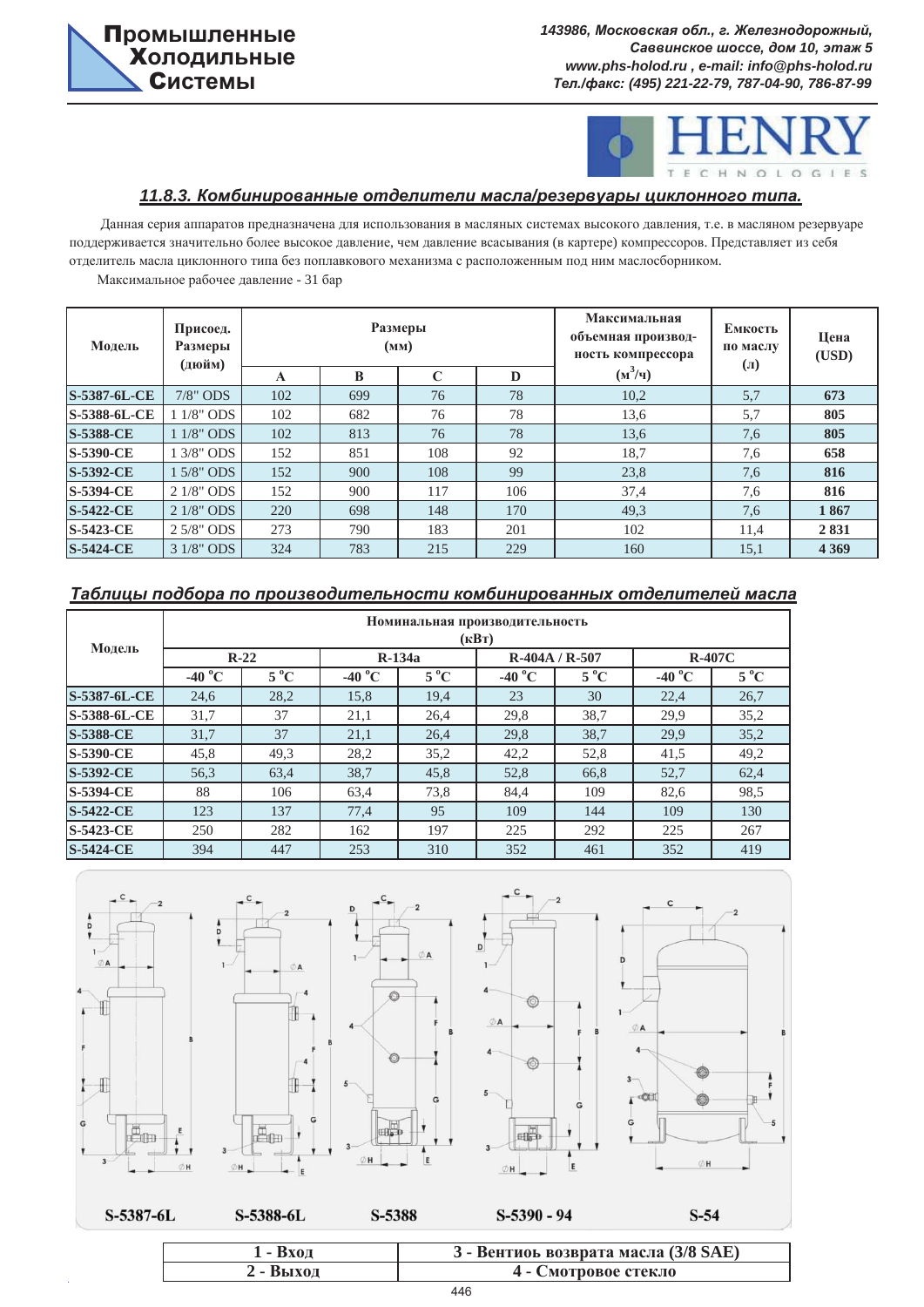### 11.8.3. Комбинированные отделители масла/резервуары циклонного типа.

Данная серия аппаратов предназначена для использования в масляных системах высокого давления, т.е. в масляном резервуаре поддерживается значительно более высокое давление, чем давление всасывания (в картере) компрессоров. Представляет из себя отделитель масла циклонного типа без поплавкового механизма с расположенным под ним маслосборником.

Максимальное рабочее давление - 31 бар

| Модель | Присоед. Размеры (дюйм) | Размеры (мм) | | | | Максимальная объемная производительность компрессора ($м^3$/ч) | Емкость по маслу (л) | Цена (USD) |
|---|---|---|---|---|---|---|---|---|
| | | A | B | C | D | | | |
| S-5387-6L-CE | 7/8" ODS | 102 | 699 | 76 | 78 | 10,2 | 5,7 | 673 |
| S-5388-6L-CE | 1 1/8" ODS | 102 | 682 | 76 | 78 | 13,6 | 5,7 | 805 |
| S-5388-CE | 1 1/8" ODS | 102 | 813 | 76 | 78 | 13,6 | 7,6 | 805 |
| S-5390-CE | 1 3/8" ODS | 152 | 851 | 108 | 92 | 18,7 | 7,6 | 658 |
| S-5392-CE | 1 5/8" ODS | 152 | 900 | 108 | 99 | 23,8 | 7,6 | 816 |
| S-5394-CE | 2 1/8" ODS | 152 | 900 | 117 | 106 | 37,4 | 7,6 | 816 |
| S-5422-CE | 2 1/8" ODS | 220 | 698 | 148 | 170 | 49,3 | 7,6 | 1 867 |
| S-5423-CE | 2 5/8" ODS | 273 | 790 | 183 | 201 | 102 | 11,4 | 2 831 |
| S-5424-CE | 3 1/8" ODS | 324 | 783 | 215 | 229 | 160 | 15,1 | 4 369 |

### Таблицы подбора по производительности комбинированных отделителей масла

| Модель | Номинальная производительность (кВт) | | | | | | | |
|---|---|---|---|---|---|---|---|---|
| | R-22 | | R-134a | | R-404A / R-507 | | R-407C | |
| | -40 °C | 5 °C | -40 °C | 5 °C | -40 °C | 5 °C | -40 °C | 5 °C |
| S-5387-6L-CE | 24,6 | 28,2 | 15,8 | 19,4 | 23 | 30 | 22,4 | 26,7 |
| S-5388-6L-CE | 31,7 | 37 | 21,1 | 26,4 | 29,8 | 38,7 | 29,9 | 35,2 |
| S-5388-CE | 31,7 | 37 | 21,1 | 26,4 | 29,8 | 38,7 | 29,9 | 35,2 |
| S-5390-CE | 45,8 | 49,3 | 28,2 | 35,2 | 42,2 | 52,8 | 41,5 | 49,2 |
| S-5392-CE | 56,3 | 63,4 | 38,7 | 45,8 | 52,8 | 66,8 | 52,7 | 62,4 |
| S-5394-CE | 88 | 106 | 63,4 | 73,8 | 84,4 | 109 | 82,6 | 98,5 |
| S-5422-CE | 123 | 137 | 77,4 | 95 | 109 | 144 | 109 | 130 |
| S-5423-CE | 250 | 282 | 162 | 197 | 225 | 292 | 225 | 267 |
| S-5424-CE | 394 | 447 | 253 | 310 | 352 | 461 | 352 | 419 |

S-5387-6L S-5388-6L S-5388 S-5390 - 94 S-54

| 1 - Вход | 3 - Вентиоь возврата масла (3/8 SAE) |
|---|---|
| 2 - Выход | 4 - Смотровое стекло |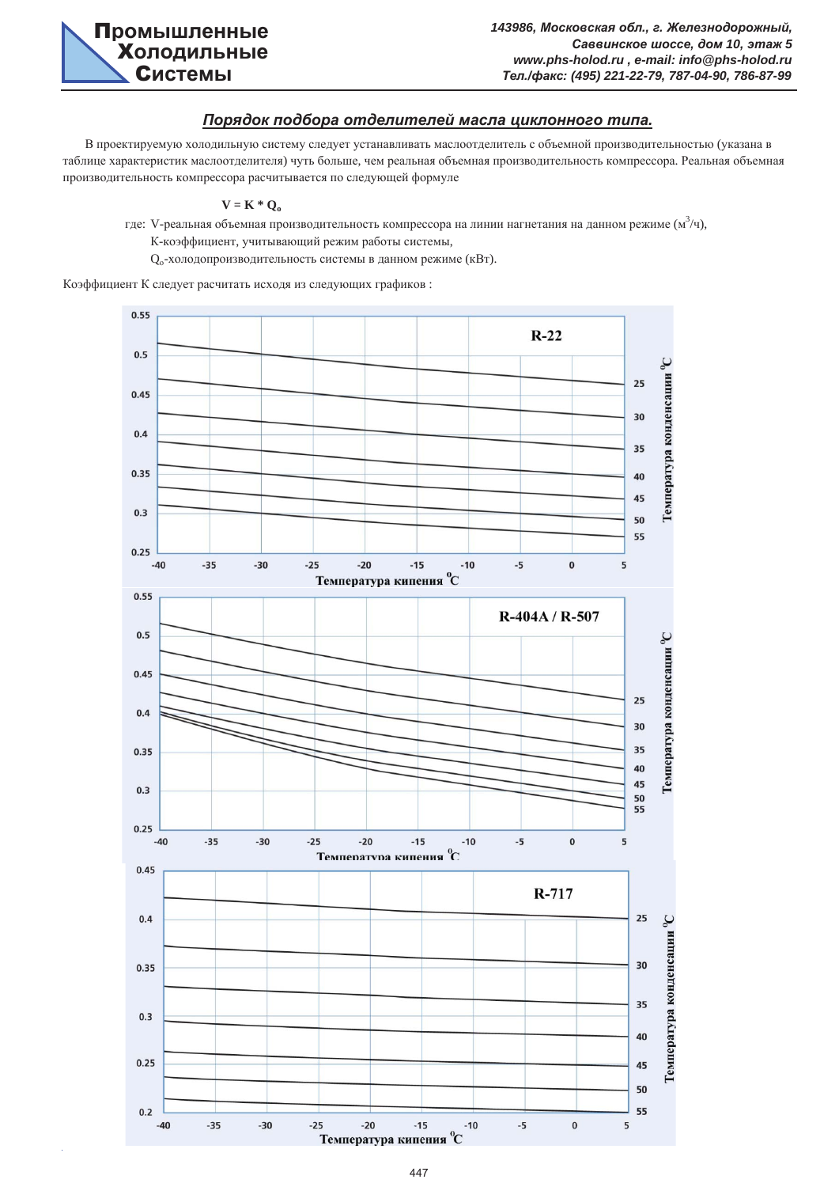## *Порядок подбора отделителей масла циклонного типа.*

В проектируемую холодильную систему следует устанавливать маслоотделитель с объемной производительностью (указана в таблице характеристик маслоотделителя) чуть больше, чем реальная объемная производительность компрессора. Реальная объемная производительность компрессора расчитывается по следующей формуле

$$V = K * Q_o$$

где: V-реальная объемная производительность компрессора на линии нагнетания на данном режиме ($м^3/ч$),

K-коэффициент, учитывающий режим работы системы,

$Q_o$-холодопроизводительность системы в данном режиме (кВт).

Коэффициент К следует расчитать исходя из следующих графиков :

R-22

Температура кипения °C

Температура конденсации °C

R-404A / R-507

Температура кипения °C

Температура конденсации °C

R-717

Температура кипения °C

Температура конденсации °C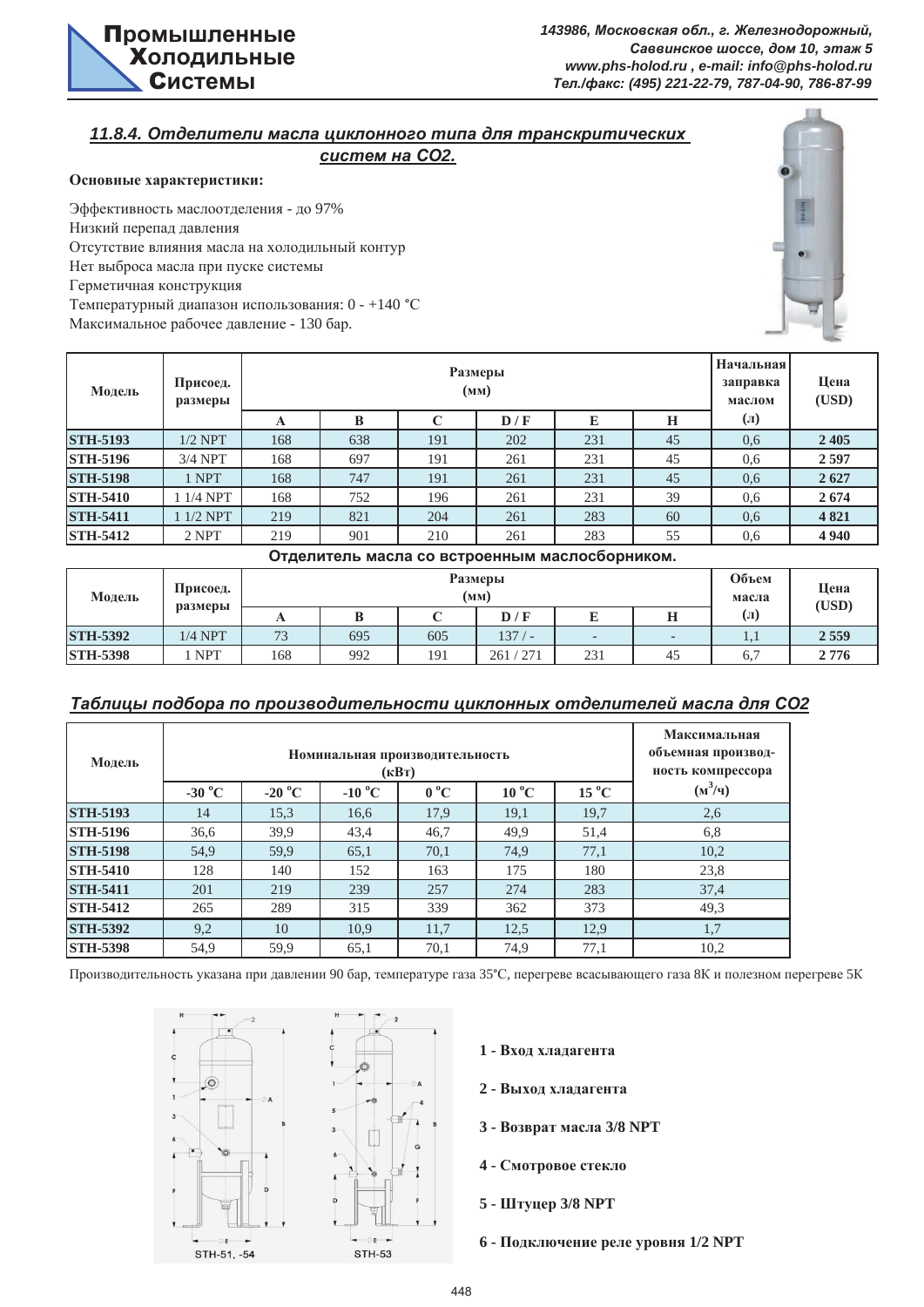### 11.8.4. Отделители масла циклонного типа для транскритических систем на $CO_2$.

**Основные характеристики:**

Эффективность маслоотделения - до 97%
Низкий перепад давления
Отсутствие влияния масла на холодильный контур
Нет выброса масла при пуске системы
Герметичная конструкция
Температурный диапазон использования: 0 - +140 °C
Максимальное рабочее давление - 130 бар.

| Модель | Присоед. размеры | Размеры (мм) | | | | | | Начальная заправка маслом (л) | Цена (USD) |
|---|---|---|---|---|---|---|---|---|---|
| | | A | B | C | D / F | E | H | | |
| STH-5193 | 1/2 NPT | 168 | 638 | 191 | 202 | 231 | 45 | 0,6 | 2 405 |
| STH-5196 | 3/4 NPT | 168 | 697 | 191 | 261 | 231 | 45 | 0,6 | 2 597 |
| STH-5198 | 1 NPT | 168 | 747 | 191 | 261 | 231 | 45 | 0,6 | 2 627 |
| STH-5410 | 1 1/4 NPT | 168 | 752 | 196 | 261 | 231 | 39 | 0,6 | 2 674 |
| STH-5411 | 1 1/2 NPT | 219 | 821 | 204 | 261 | 283 | 60 | 0,6 | 4 821 |
| STH-5412 | 2 NPT | 219 | 901 | 210 | 261 | 283 | 55 | 0,6 | 4 940 |

**Отделитель масла со встроенным маслосборником.**

| Модель | Присоед. размеры | Размеры (мм) | | | | | | Объем масла (л) | Цена (USD) |
|---|---|---|---|---|---|---|---|---|---|
| | | A | B | C | D / F | E | H | | |
| STH-5392 | 1/4 NPT | 73 | 695 | 605 | 137 / - | - | - | 1,1 | 2 559 |
| STH-5398 | 1 NPT | 168 | 992 | 191 | 261 / 271 | 231 | 45 | 6,7 | 2 776 |

### Таблицы подбора по производительности циклонных отделителей масла для $CO_2$

| Модель | Номинальная производительность (кВт) | | | | | | Максимальная объемная производительность компрессора ($м^3$/ч) |
|---|---|---|---|---|---|---|---|
| | -30 °C | -20 °C | -10 °C | 0 °C | 10 °C | 15 °C | |
| STH-5193 | 14 | 15,3 | 16,6 | 17,9 | 19,1 | 19,7 | 2,6 |
| STH-5196 | 36,6 | 39,9 | 43,4 | 46,7 | 49,9 | 51,4 | 6,8 |
| STH-5198 | 54,9 | 59,9 | 65,1 | 70,1 | 74,9 | 77,1 | 10,2 |
| STH-5410 | 128 | 140 | 152 | 163 | 175 | 180 | 23,8 |
| STH-5411 | 201 | 219 | 239 | 257 | 274 | 283 | 37,4 |
| STH-5412 | 265 | 289 | 315 | 339 | 362 | 373 | 49,3 |
| STH-5392 | 9,2 | 10 | 10,9 | 11,7 | 12,5 | 12,9 | 1,7 |
| STH-5398 | 54,9 | 59,9 | 65,1 | 70,1 | 74,9 | 77,1 | 10,2 |

Производительность указана при давлении 90 бар, температуре газа 35°C, перегреве всасывающего газа 8K и полезном перегреве 5K

STH-51, -54    STH-53

1 - Вход хладагента
2 - Выход хладагента
3 - Возврат масла 3/8 NPT
4 - Смотровое стекло
5 - Штуцер 3/8 NPT
6 - Подключение реле уровня 1/2 NPT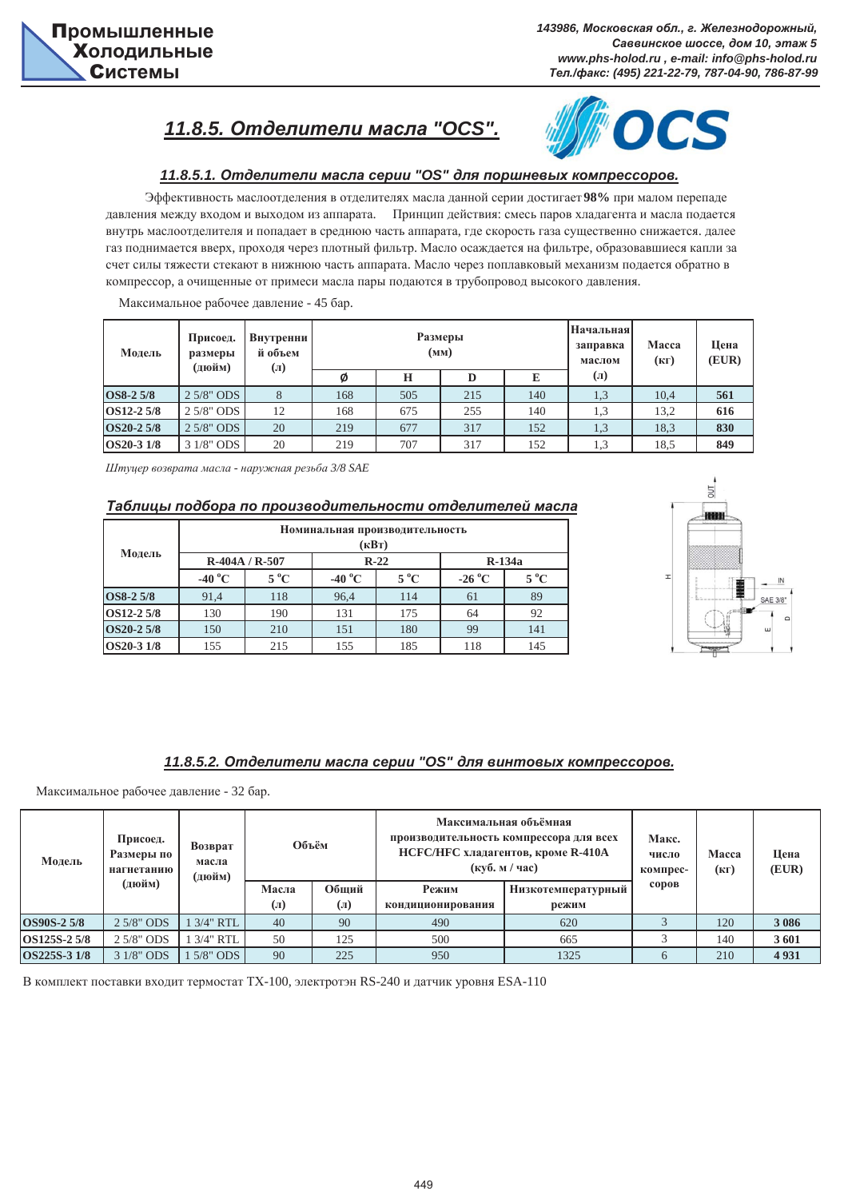## 11.8.5. Отделители масла "OCS".

### 11.8.5.1. Отделители масла серии "OS" для поршневых компрессоров.

Эффективность маслоотделения в отделителях масла данной серии достигает **98%** при малом перепаде давления между входом и выходом из аппарата. Принцип действия: смесь паров хладагента и масла подается внутрь маслоотделителя и попадает в среднюю часть аппарата, где скорость газа существенно снижается. далее газ поднимается вверх, проходя через плотный фильтр. Масло осаждается на фильтре, образовавшиеся капли за счет силы тяжести стекают в нижнюю часть аппарата. Масло через поплавковый механизм подается обратно в компрессор, а очищенные от примеси масла пары подаются в трубопровод высокого давления.

Максимальное рабочее давление - 45 бар.

| Модель | Присоед. размеры (дюйм) | Внутренний объем (л) | Размеры (мм) | | | | Начальная заправка маслом (л) | Масса (кг) | Цена (EUR) |
|---|---|---|---|---|---|---|---|---|---|
| | | | Ø | H | D | E | | | |
| **OS8-2 5/8** | 2 5/8" ODS | 8 | 168 | 505 | 215 | 140 | 1,3 | 10,4 | **561** |
| **OS12-2 5/8** | 2 5/8" ODS | 12 | 168 | 675 | 255 | 140 | 1,3 | 13,2 | **616** |
| **OS20-2 5/8** | 2 5/8" ODS | 20 | 219 | 677 | 317 | 152 | 1,3 | 18,3 | **830** |
| **OS20-3 1/8** | 3 1/8" ODS | 20 | 219 | 707 | 317 | 152 | 1,3 | 18,5 | **849** |

*Штуцер возврата масла - наружная резьба 3/8 SAE*

### Таблицы подбора по производительности отделителей масла

| Модель | Номинальная производительность (кВт) | | | | | |
|---|---|---|---|---|---|---|
| | R-404A / R-507 | | R-22 | | R-134a | |
| | -40 °C | 5 °C | -40 °C | 5 °C | -26 °C | 5 °C |
| **OS8-2 5/8** | 91,4 | 118 | 96,4 | 114 | 61 | 89 |
| **OS12-2 5/8** | 130 | 190 | 131 | 175 | 64 | 92 |
| **OS20-2 5/8** | 150 | 210 | 151 | 180 | 99 | 141 |
| **OS20-3 1/8** | 155 | 215 | 155 | 185 | 118 | 145 |

### 11.8.5.2. Отделители масла серии "OS" для винтовых компрессоров.

Максимальное рабочее давление - 32 бар.

| Модель | Присоед. Размеры по нагнетанию (дюйм) | Возврат масла (дюйм) | Объём | | Максимальная объёмная производительность компрессора для всех HCFC/HFC хладагентов, кроме R-410A (куб. м / час) | | Макс. число компрессоров | Масса (кг) | Цена (EUR) |
|---|---|---|---|---|---|---|---|---|---|
| | | | Масла (л) | Общий (л) | Режим кондиционирования | Низкотемпературный режим | | | |
| **OS90S-2 5/8** | 2 5/8" ODS | 1 3/4" RTL | 40 | 90 | 490 | 620 | 3 | 120 | **3 086** |
| **OS125S-2 5/8** | 2 5/8" ODS | 1 3/4" RTL | 50 | 125 | 500 | 665 | 3 | 140 | **3 601** |
| **OS225S-3 1/8** | 3 1/8" ODS | 1 5/8" ODS | 90 | 225 | 950 | 1325 | 6 | 210 | **4 931** |

В комплект поставки входит термостат TX-100, электротэн RS-240 и датчик уровня ESA-110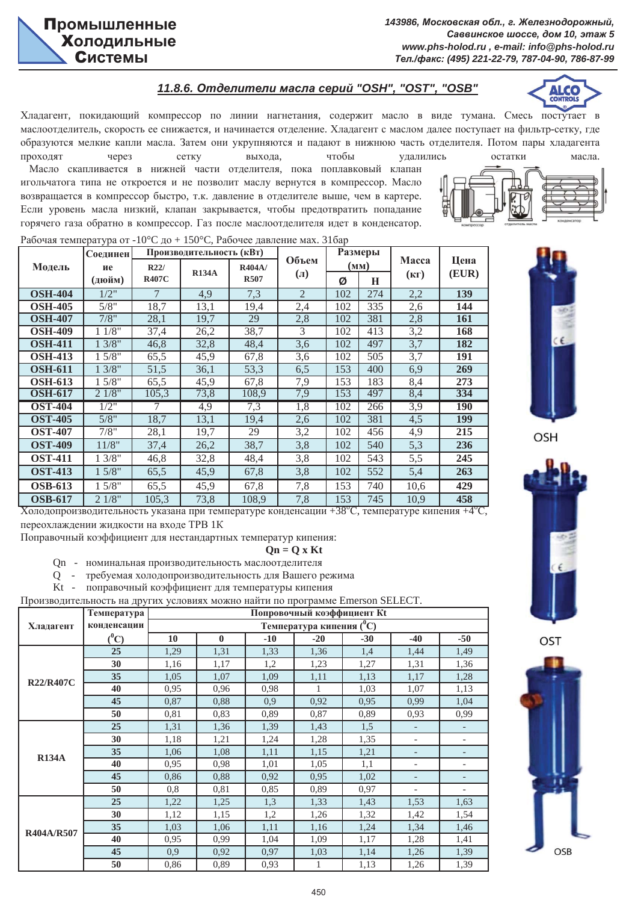## 11.8.6. Отделители масла серий "OSH", "OST", "OSB"

Хладагент, покидающий компрессор по линии нагнетания, содержит масло в виде тумана. Смесь поступает в маслоотделитель, скорость ее снижается, и начинается отделение. Хладагент с маслом далее поступает на фильтр-сетку, где образуются мелкие капли масла. Затем они укрупняются и падают в нижнюю часть отделителя. Потом пары хладагента проходят через сетку выхода, чтобы удалились остатки масла.

Масло скапливается в нижней части отделителя, пока поплавковый клапан игольчатого типа не откроется и не позволит маслу вернутся в компрессор. Масло возвращается в компрессор быстро, т.к. давление в отделителе выше, чем в картере. Если уровень масла низкий, клапан закрывается, чтобы предотвратить попадание горячего газа обратно в компрессор. Газ после маслоотделителя идет в конденсатор.

Рабочая температура от -10°С до + 150°С, Рабочее давление мах. 31бар

| Модель | Соединение (дюйм) | Производительность (кВт) | | | Объем (л) | Размеры (мм) | | Масса (кг) | Цена (EUR) |
|---|---|---|---|---|---|---|---|---|---|
| | | R22/ R407C | R134A | R404A/ R507 | | Ø | H | | |
| **OSH-404** | 1/2" | 7 | 4,9 | 7,3 | 2 | 102 | 274 | 2,2 | **139** |
| **OSH-405** | 5/8" | 18,7 | 13,1 | 19,4 | 2,4 | 102 | 335 | 2,6 | **144** |
| **OSH-407** | 7/8" | 28,1 | 19,7 | 29 | 2,8 | 102 | 381 | 2,8 | **161** |
| **OSH-409** | 1 1/8" | 37,4 | 26,2 | 38,7 | 3 | 102 | 413 | 3,2 | **168** |
| **OSH-411** | 1 3/8" | 46,8 | 32,8 | 48,4 | 3,6 | 102 | 497 | 3,7 | **182** |
| **OSH-413** | 1 5/8" | 65,5 | 45,9 | 67,8 | 3,6 | 102 | 505 | 3,7 | **191** |
| **OSH-611** | 1 3/8" | 51,5 | 36,1 | 53,3 | 6,5 | 153 | 400 | 6,9 | **269** |
| **OSH-613** | 1 5/8" | 65,5 | 45,9 | 67,8 | 7,9 | 153 | 183 | 8,4 | **273** |
| **OSH-617** | 2 1/8" | 105,3 | 73,8 | 108,9 | 7,9 | 153 | 497 | 8,4 | **334** |
| **OST-404** | 1/2" | 7 | 4,9 | 7,3 | 1,8 | 102 | 266 | 3,9 | **190** |
| **OST-405** | 5/8" | 18,7 | 13,1 | 19,4 | 2,6 | 102 | 381 | 4,5 | **199** |
| **OST-407** | 7/8" | 28,1 | 19,7 | 29 | 3,2 | 102 | 456 | 4,9 | **215** |
| **OST-409** | 11/8" | 37,4 | 26,2 | 38,7 | 3,8 | 102 | 540 | 5,3 | **236** |
| **OST-411** | 1 3/8" | 46,8 | 32,8 | 48,4 | 3,8 | 102 | 543 | 5,5 | **245** |
| **OST-413** | 1 5/8" | 65,5 | 45,9 | 67,8 | 3,8 | 102 | 552 | 5,4 | **263** |
| **OSB-613** | 1 5/8" | 65,5 | 45,9 | 67,8 | 7,8 | 153 | 740 | 10,6 | **429** |
| **OSB-617** | 2 1/8" | 105,3 | 73,8 | 108,9 | 7,8 | 153 | 745 | 10,9 | **458** |

Холодопроизводительность указана при температуре конденсации +38°С, температуре кипения +4°С, переохлаждении жидкости на входе ТРВ 1К

Поправочный коэффициент для нестандартных температур кипения:

$$Qn = Q \times Kt$$

- Qn - номинальная производительность маслоотделителя
- Q - требуемая холодопроизводительность для Вашего режима
- Kt - поправочный коэффициент для температуры кипения

Производительность на других условиях можно найти по программе Emerson SELECT.

| Хладагент | Температура конденсации (°С) | Попровочный коэффициент Kt | | | | | | |
|---|---|---|---|---|---|---|---|---|
| | | Температура кипения (°С) | | | | | | |
| | | 10 | 0 | -10 | -20 | -30 | -40 | -50 |
| R22/R407C | 25 | 1,29 | 1,31 | 1,33 | 1,36 | 1,4 | 1,44 | 1,49 |
| | 30 | 1,16 | 1,17 | 1,2 | 1,23 | 1,27 | 1,31 | 1,36 |
| | 35 | 1,05 | 1,07 | 1,09 | 1,11 | 1,13 | 1,17 | 1,28 |
| | 40 | 0,95 | 0,96 | 0,98 | 1 | 1,03 | 1,07 | 1,13 |
| | 45 | 0,87 | 0,88 | 0,9 | 0,92 | 0,95 | 0,99 | 1,04 |
| | 50 | 0,81 | 0,83 | 0,89 | 0,87 | 0,89 | 0,93 | 0,99 |
| R134A | 25 | 1,31 | 1,36 | 1,39 | 1,43 | 1,5 | - | - |
| | 30 | 1,18 | 1,21 | 1,24 | 1,28 | 1,35 | - | - |
| | 35 | 1,06 | 1,08 | 1,11 | 1,15 | 1,21 | - | - |
| | 40 | 0,95 | 0,98 | 1,01 | 1,05 | 1,1 | - | - |
| | 45 | 0,86 | 0,88 | 0,92 | 0,95 | 1,02 | - | - |
| | 50 | 0,8 | 0,81 | 0,85 | 0,89 | 0,97 | - | - |
| R404A/R507 | 25 | 1,22 | 1,25 | 1,3 | 1,33 | 1,43 | 1,53 | 1,63 |
| | 30 | 1,12 | 1,15 | 1,2 | 1,26 | 1,32 | 1,42 | 1,54 |
| | 35 | 1,03 | 1,06 | 1,11 | 1,16 | 1,24 | 1,34 | 1,46 |
| | 40 | 0,95 | 0,99 | 1,04 | 1,09 | 1,17 | 1,28 | 1,41 |
| | 45 | 0,9 | 0,92 | 0,97 | 1,03 | 1,14 | 1,26 | 1,39 |
| | 50 | 0,86 | 0,89 | 0,93 | 1 | 1,13 | 1,26 | 1,39 |

OSH

OST

OSB